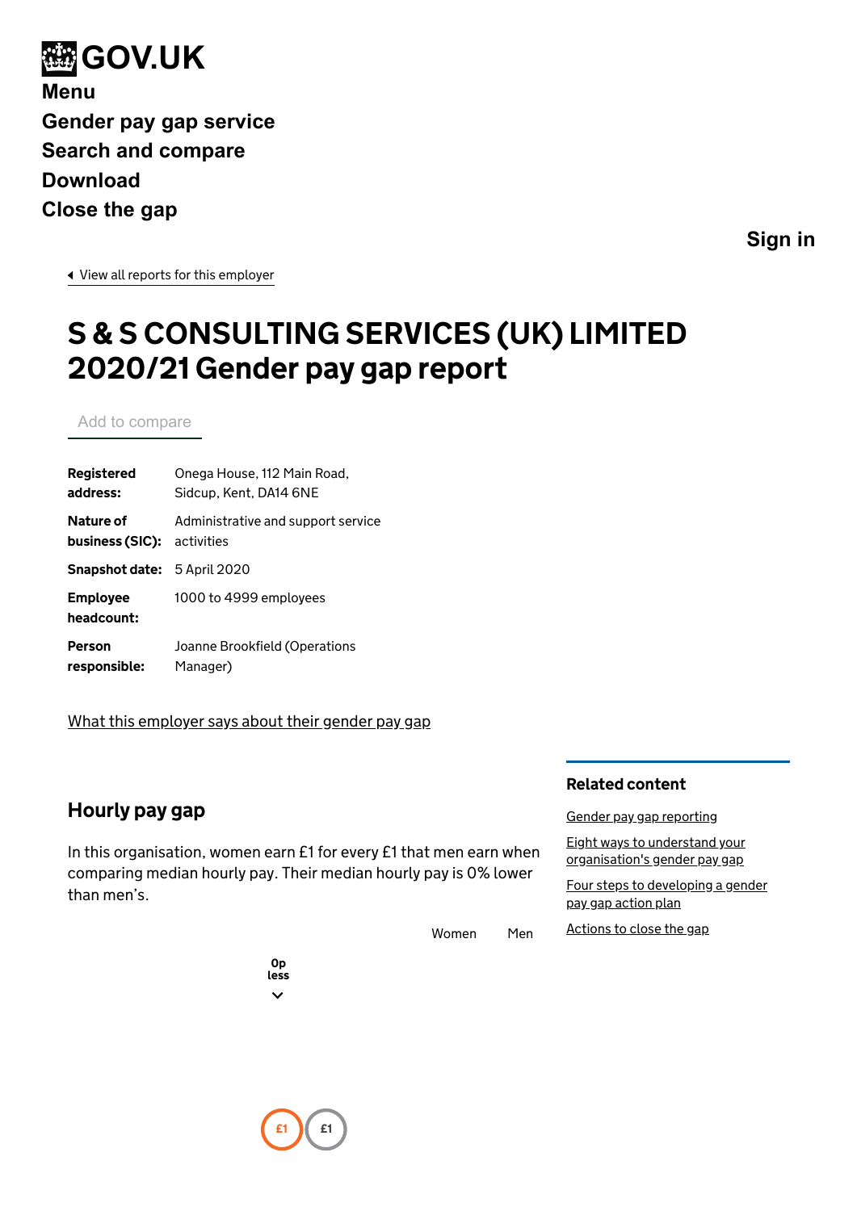GOV.UK

Menu

Gender pay gap service

Search and compare

Download

Close the gap

Sign in

View all reports for this employer

# S & S CONSULTING SERVICES (UK) LIMITED 2020/21 Gender pay gap report

Add to compare

| | |
|---|---|
| **Registered address:** | Onega House, 112 Main Road, Sidcup, Kent, DA14 6NE |
| **Nature of business (SIC):** | Administrative and support service activities |
| **Snapshot date:** | 5 April 2020 |
| **Employee headcount:** | 1000 to 4999 employees |
| **Person responsible:** | Joanne Brookfield (Operations Manager) |

What this employer says about their gender pay gap

## Hourly pay gap

In this organisation, women earn £1 for every £1 that men earn when comparing median hourly pay. Their median hourly pay is 0% lower than men's.

Women Men

0p less

£1 £1

### Related content

Gender pay gap reporting

Eight ways to understand your organisation's gender pay gap

Four steps to developing a gender pay gap action plan

Actions to close the gap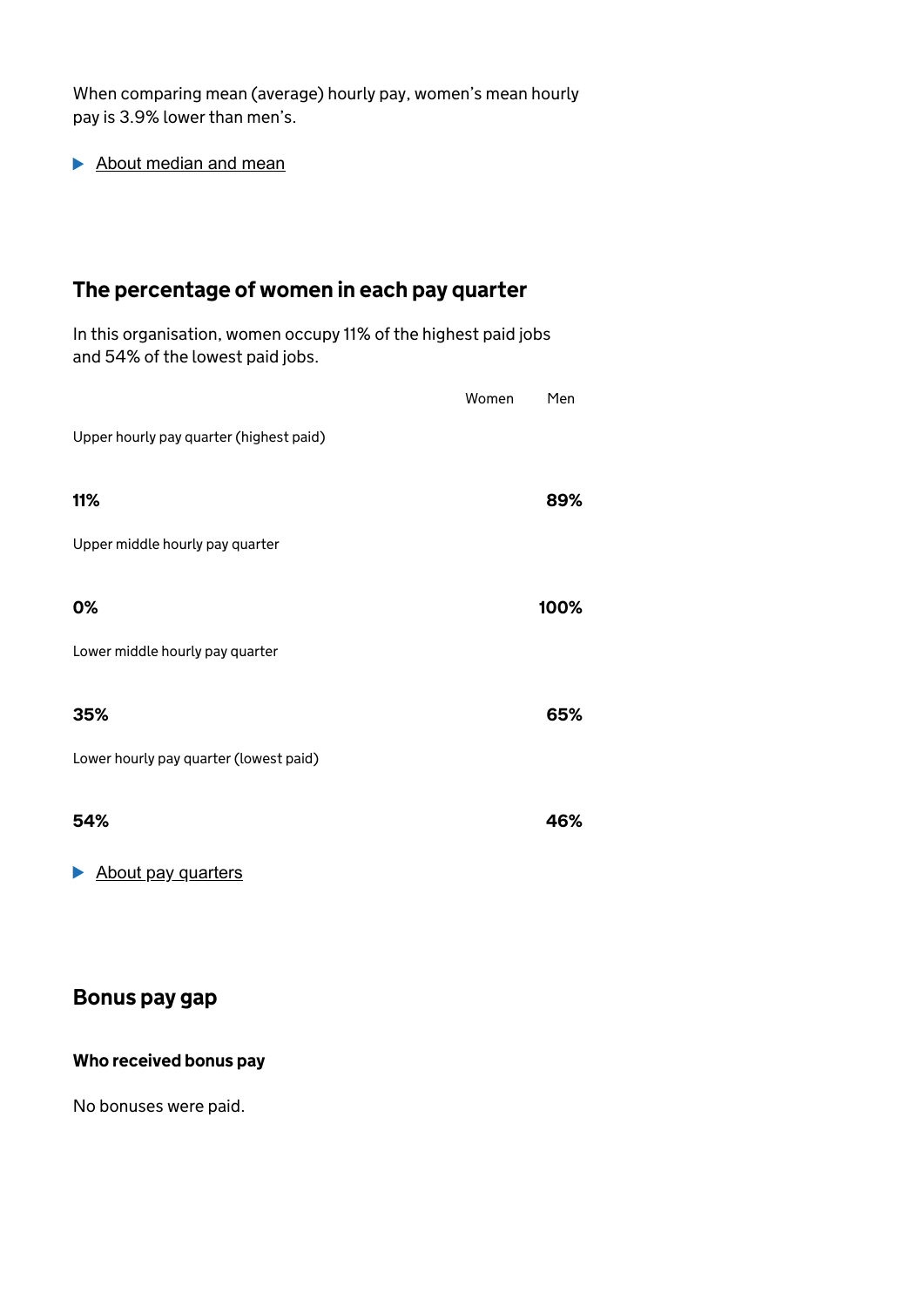When comparing mean (average) hourly pay, women's mean hourly pay is 3.9% lower than men's.

▶ About median and mean

## The percentage of women in each pay quarter

In this organisation, women occupy 11% of the highest paid jobs and 54% of the lowest paid jobs.

| | Women | Men |
|---|---|---|
| Upper hourly pay quarter (highest paid) | **11%** | **89%** |
| Upper middle hourly pay quarter | **0%** | **100%** |
| Lower middle hourly pay quarter | **35%** | **65%** |
| Lower hourly pay quarter (lowest paid) | **54%** | **46%** |

▶ About pay quarters

## Bonus pay gap

### Who received bonus pay

No bonuses were paid.